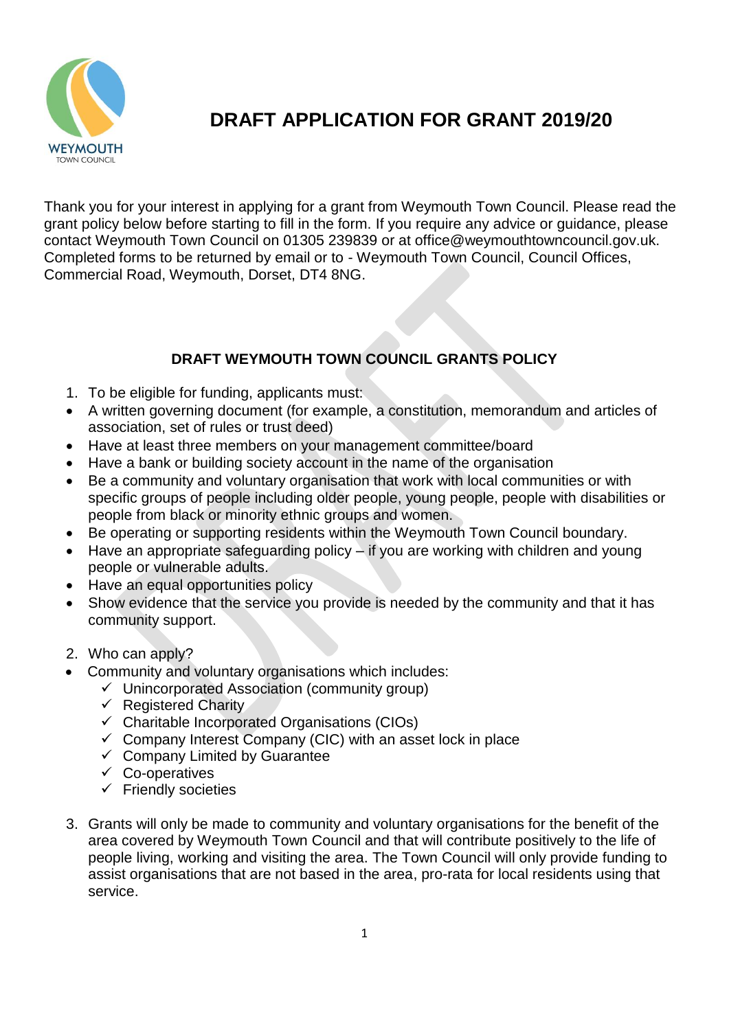# DRAFT APPLICATION FOR GRANT 2019/20

Thank you for your interest in applying for a grant from Weymouth Town Council. Please read the grant policy below before starting to fill in the form. If you require any advice or guidance, please contact Weymouth Town Council on 01305 239839 or at office@weymouthtowncouncil.gov.uk. Completed forms to be returned by email or to - Weymouth Town Council, Council Offices, Commercial Road, Weymouth, Dorset, DT4 8NG.

## DRAFT WEYMOUTH TOWN COUNCIL GRANTS POLICY

1. To be eligible for funding, applicants must:

- A written governing document (for example, a constitution, memorandum and articles of association, set of rules or trust deed)
- Have at least three members on your management committee/board
- Have a bank or building society account in the name of the organisation
- Be a community and voluntary organisation that work with local communities or with specific groups of people including older people, young people, people with disabilities or people from black or minority ethnic groups and women.
- Be operating or supporting residents within the Weymouth Town Council boundary.
- Have an appropriate safeguarding policy – if you are working with children and young people or vulnerable adults.
- Have an equal opportunities policy
- Show evidence that the service you provide is needed by the community and that it has community support.

2. Who can apply?

- Community and voluntary organisations which includes:
  - ✓ Unincorporated Association (community group)
  - ✓ Registered Charity
  - ✓ Charitable Incorporated Organisations (CIOs)
  - ✓ Company Interest Company (CIC) with an asset lock in place
  - ✓ Company Limited by Guarantee
  - ✓ Co-operatives
  - ✓ Friendly societies

3. Grants will only be made to community and voluntary organisations for the benefit of the area covered by Weymouth Town Council and that will contribute positively to the life of people living, working and visiting the area. The Town Council will only provide funding to assist organisations that are not based in the area, pro-rata for local residents using that service.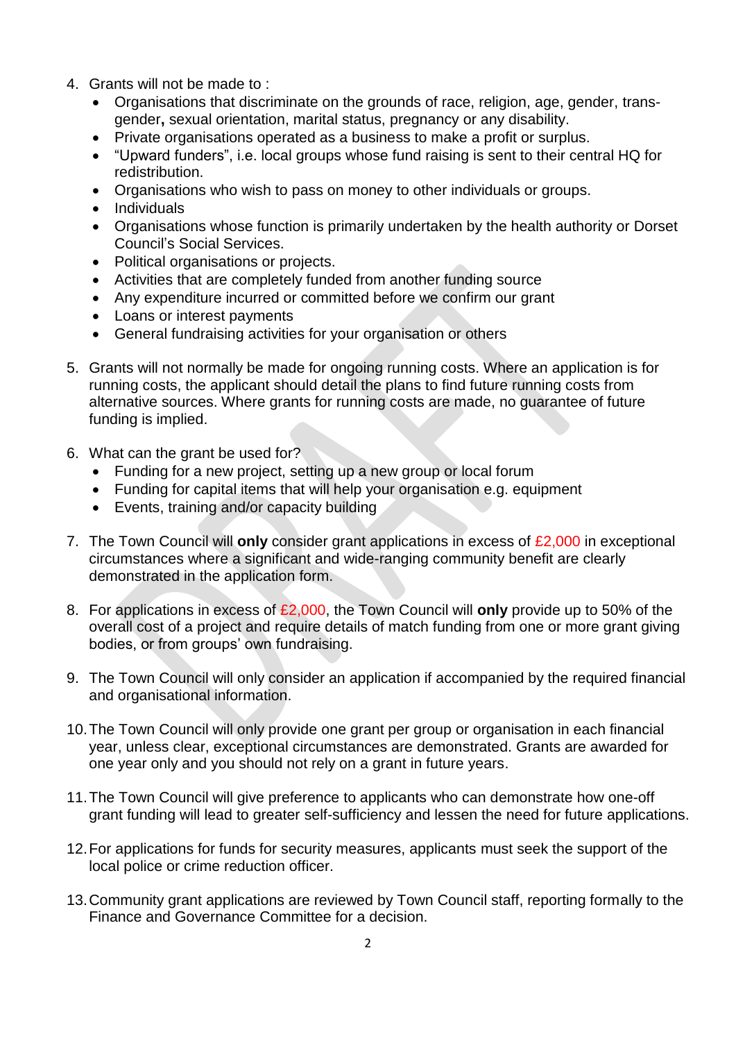4. Grants will not be made to :
   - Organisations that discriminate on the grounds of race, religion, age, gender, trans-gender**,** sexual orientation, marital status, pregnancy or any disability.
   - Private organisations operated as a business to make a profit or surplus.
   - "Upward funders", i.e. local groups whose fund raising is sent to their central HQ for redistribution.
   - Organisations who wish to pass on money to other individuals or groups.
   - Individuals
   - Organisations whose function is primarily undertaken by the health authority or Dorset Council's Social Services.
   - Political organisations or projects.
   - Activities that are completely funded from another funding source
   - Any expenditure incurred or committed before we confirm our grant
   - Loans or interest payments
   - General fundraising activities for your organisation or others

5. Grants will not normally be made for ongoing running costs. Where an application is for running costs, the applicant should detail the plans to find future running costs from alternative sources. Where grants for running costs are made, no guarantee of future funding is implied.

6. What can the grant be used for?
   - Funding for a new project, setting up a new group or local forum
   - Funding for capital items that will help your organisation e.g. equipment
   - Events, training and/or capacity building

7. The Town Council will **only** consider grant applications in excess of £2,000 in exceptional circumstances where a significant and wide-ranging community benefit are clearly demonstrated in the application form.

8. For applications in excess of £2,000, the Town Council will **only** provide up to 50% of the overall cost of a project and require details of match funding from one or more grant giving bodies, or from groups' own fundraising.

9. The Town Council will only consider an application if accompanied by the required financial and organisational information.

10. The Town Council will only provide one grant per group or organisation in each financial year, unless clear, exceptional circumstances are demonstrated. Grants are awarded for one year only and you should not rely on a grant in future years.

11. The Town Council will give preference to applicants who can demonstrate how one-off grant funding will lead to greater self-sufficiency and lessen the need for future applications.

12. For applications for funds for security measures, applicants must seek the support of the local police or crime reduction officer.

13. Community grant applications are reviewed by Town Council staff, reporting formally to the Finance and Governance Committee for a decision.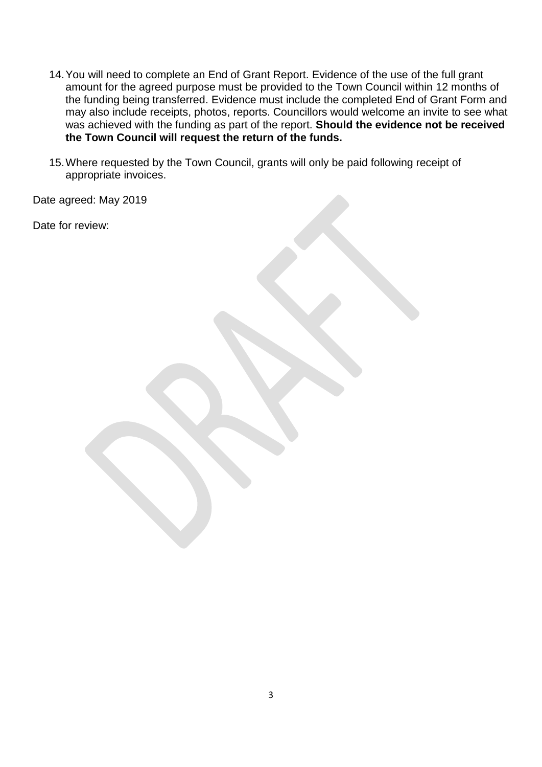14. You will need to complete an End of Grant Report. Evidence of the use of the full grant amount for the agreed purpose must be provided to the Town Council within 12 months of the funding being transferred. Evidence must include the completed End of Grant Form and may also include receipts, photos, reports. Councillors would welcome an invite to see what was achieved with the funding as part of the report. **Should the evidence not be received the Town Council will request the return of the funds.**

15. Where requested by the Town Council, grants will only be paid following receipt of appropriate invoices.

Date agreed: May 2019

Date for review: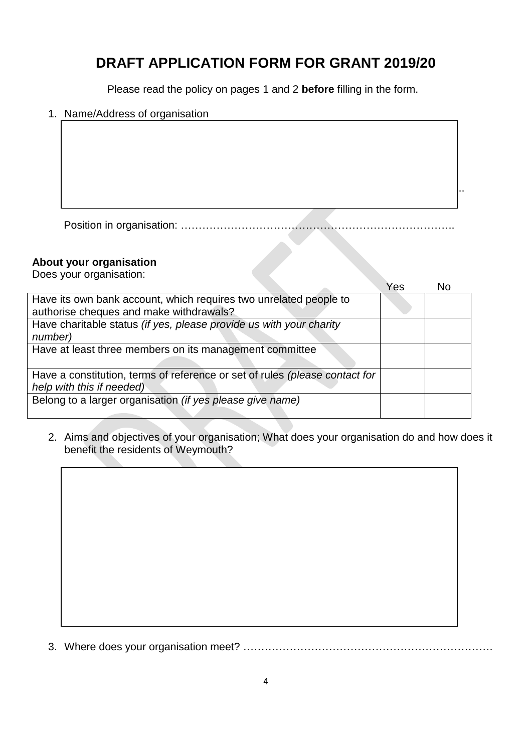# DRAFT APPLICATION FORM FOR GRANT 2019/20

Please read the policy on pages 1 and 2 **before** filling in the form.

1. Name/Address of organisation

Position in organisation: ………………………………………………………………..

**About your organisation**

Does your organisation:

| | Yes | No |
|---|---|---|
| Have its own bank account, which requires two unrelated people to authorise cheques and make withdrawals? | | |
| Have charitable status *(if yes, please provide us with your charity number)* | | |
| Have at least three members on its management committee | | |
| Have a constitution, terms of reference or set of rules *(please contact for help with this if needed)* | | |
| Belong to a larger organisation *(if yes please give name)* | | |

2. Aims and objectives of your organisation; What does your organisation do and how does it benefit the residents of Weymouth?

3. Where does your organisation meet? ……………………………………………………………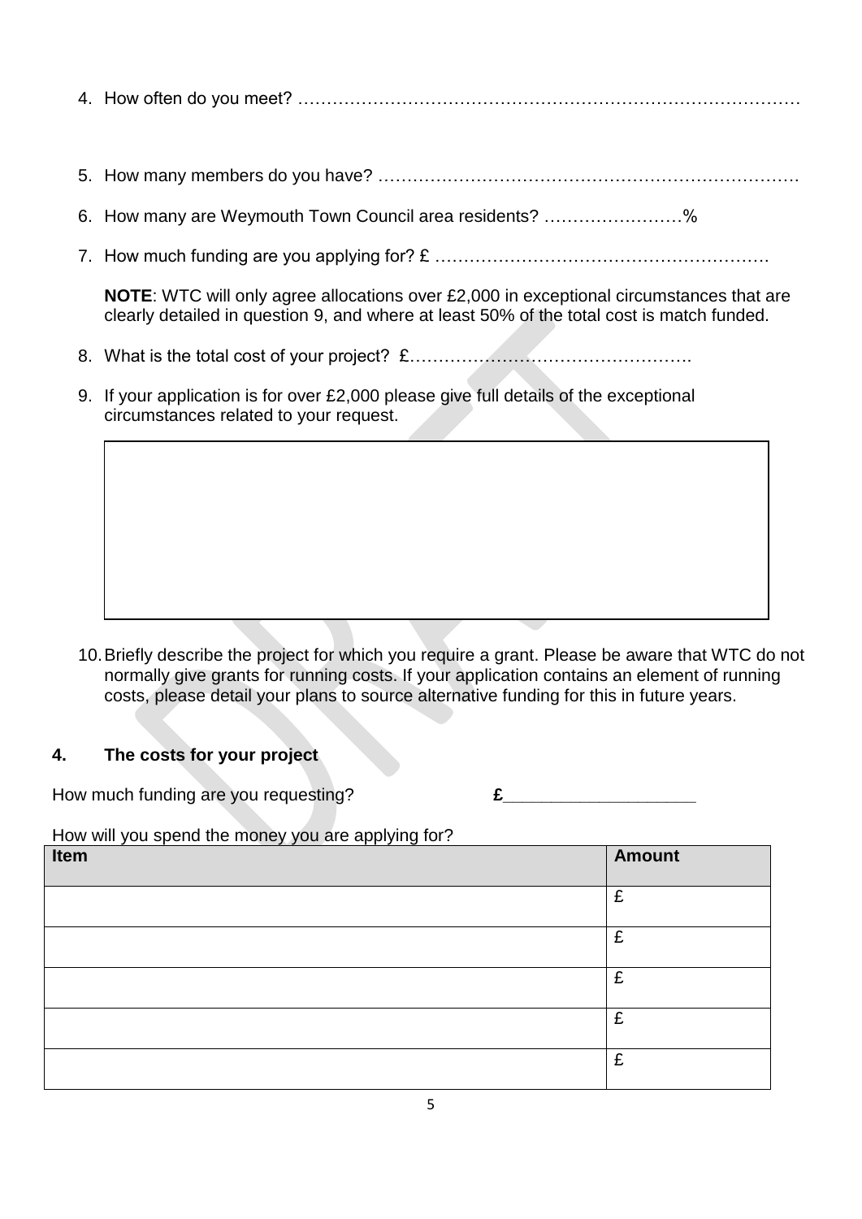4. How often do you meet? ………………………………………………………………………………

5. How many members do you have? ………………………………………………………………

6. How many are Weymouth Town Council area residents? ……………………%

7. How much funding are you applying for? £ …………………………………………………

   **NOTE**: WTC will only agree allocations over £2,000 in exceptional circumstances that are clearly detailed in question 9, and where at least 50% of the total cost is match funded.

8. What is the total cost of your project? £………………………………………….

9. If your application is for over £2,000 please give full details of the exceptional circumstances related to your request.

|   |
|---|
|   |

10. Briefly describe the project for which you require a grant. Please be aware that WTC do not normally give grants for running costs. If your application contains an element of running costs, please detail your plans to source alternative funding for this in future years.

## 4. The costs for your project

How much funding are you requesting? **£**___________________

How will you spend the money you are applying for?

| Item | Amount |
|---|---|
| | £ |
| | £ |
| | £ |
| | £ |
| | £ |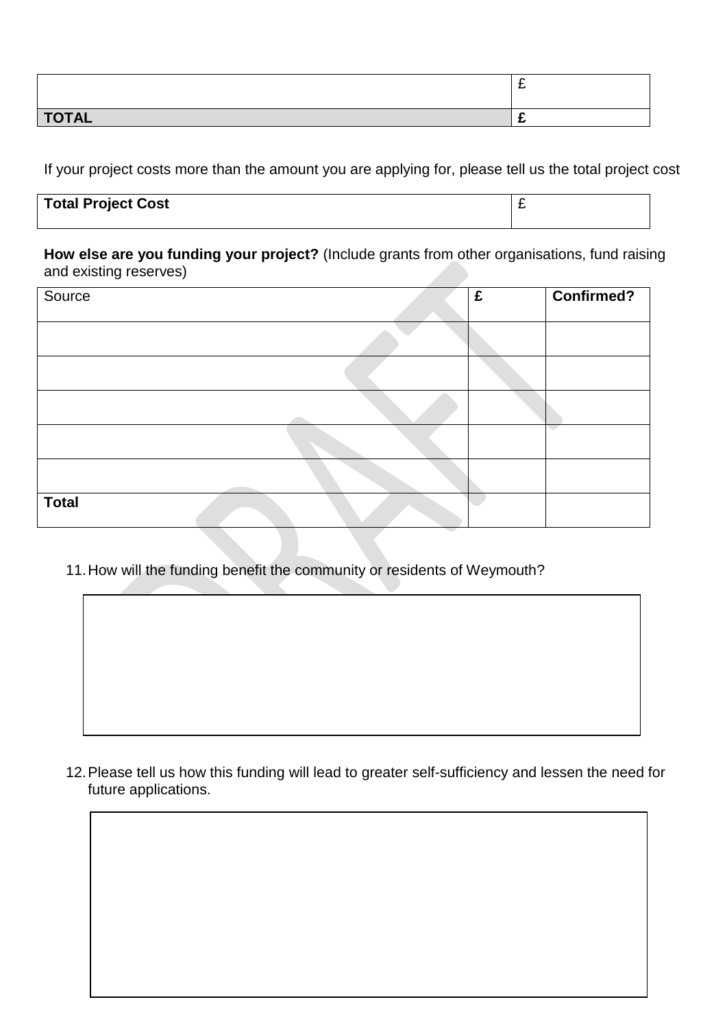| | |
|---|---|
| | £ |
| **TOTAL** | **£** |

If your project costs more than the amount you are applying for, please tell us the total project cost

| | |
|---|---|
| **Total Project Cost** | £ |

**How else are you funding your project?** (Include grants from other organisations, fund raising and existing reserves)

| Source | **£** | **Confirmed?** |
|---|---|---|
| | | |
| | | |
| | | |
| | | |
| | | |
| **Total** | | |

11. How will the funding benefit the community or residents of Weymouth?

| |
|---|
| |

12. Please tell us how this funding will lead to greater self-sufficiency and lessen the need for future applications.

| |
|---|
| |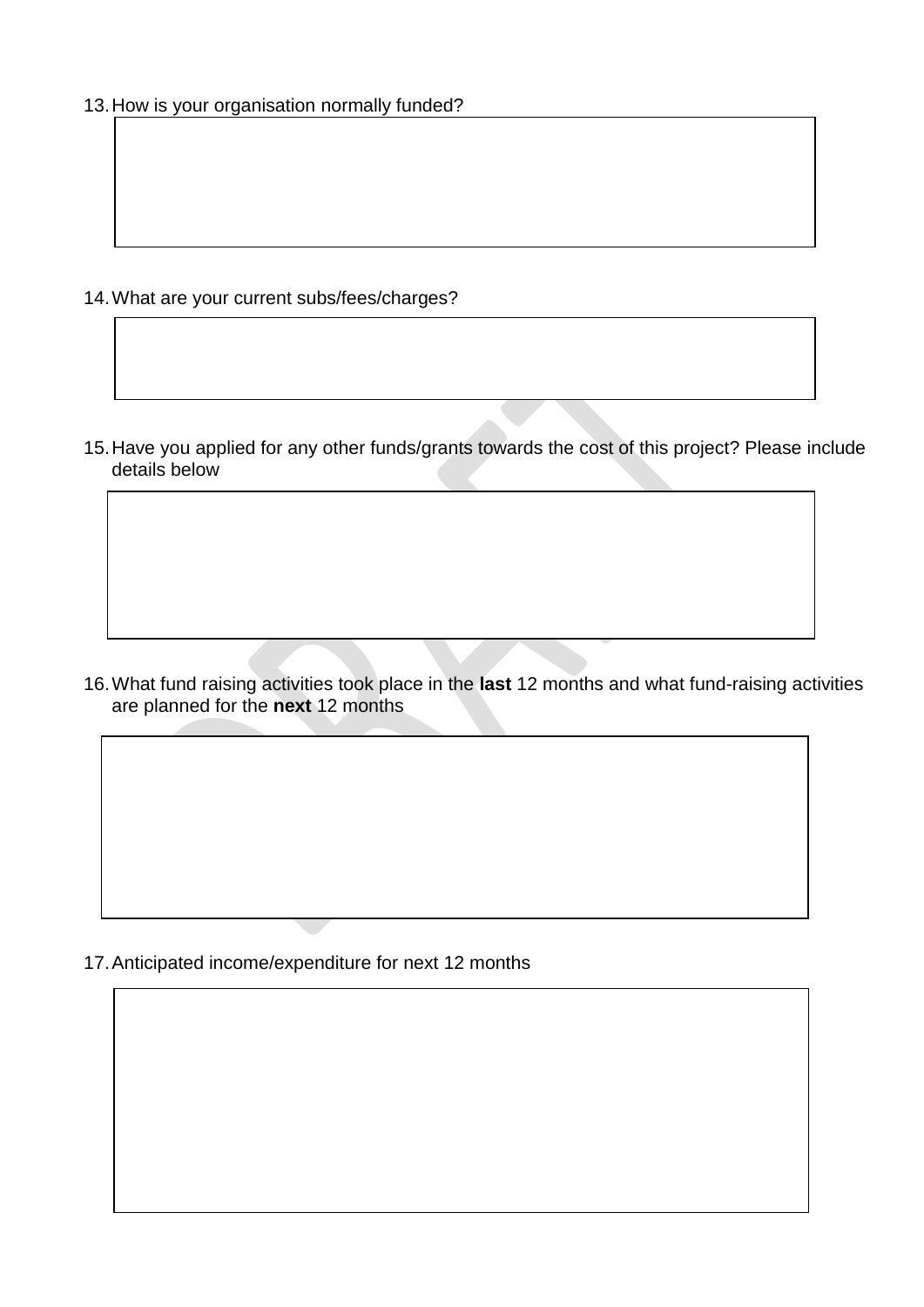13. How is your organisation normally funded?

14. What are your current subs/fees/charges?

15. Have you applied for any other funds/grants towards the cost of this project? Please include details below

16. What fund raising activities took place in the **last** 12 months and what fund-raising activities are planned for the **next** 12 months

17. Anticipated income/expenditure for next 12 months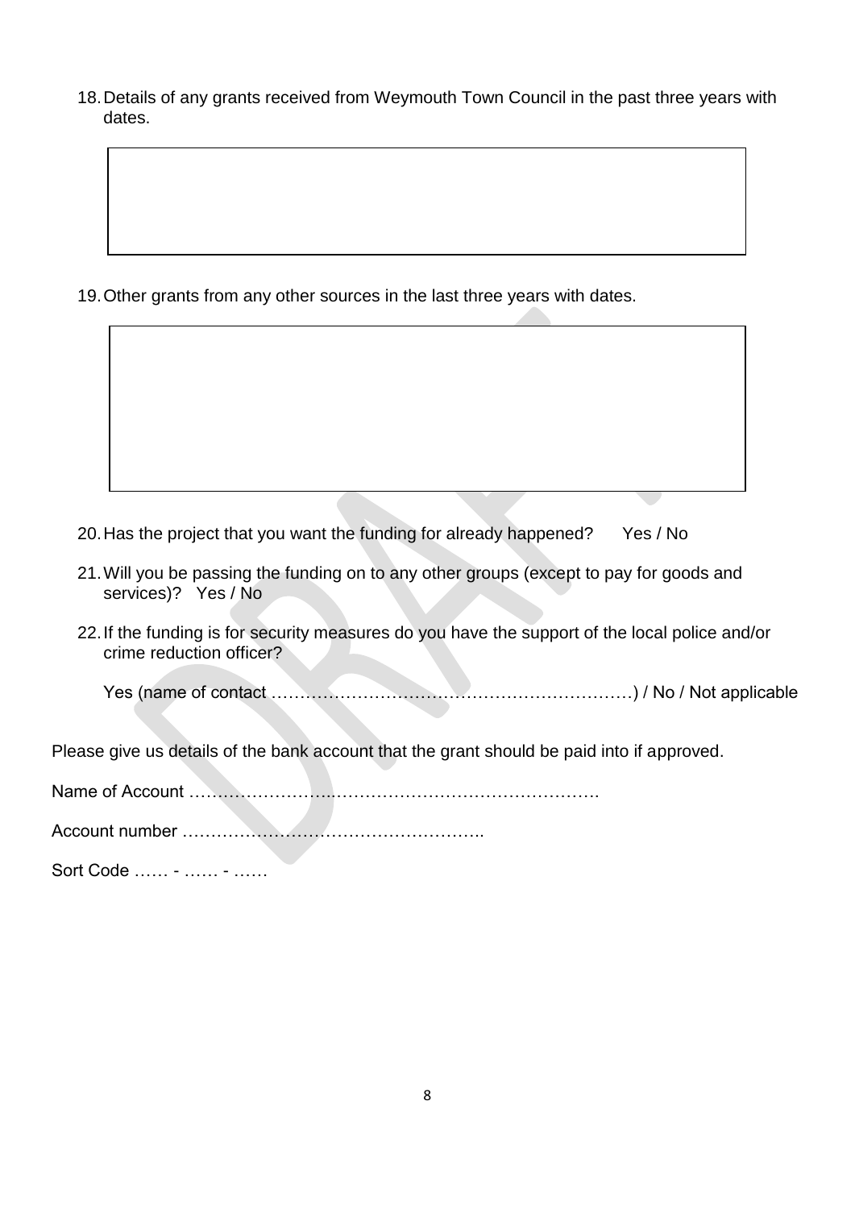18. Details of any grants received from Weymouth Town Council in the past three years with dates.

| |
|---|
| |

19. Other grants from any other sources in the last three years with dates.

| |
|---|
| |

20. Has the project that you want the funding for already happened? Yes / No

21. Will you be passing the funding on to any other groups (except to pay for goods and services)? Yes / No

22. If the funding is for security measures do you have the support of the local police and/or crime reduction officer?

    Yes (name of contact ………………………………………………………) / No / Not applicable

Please give us details of the bank account that the grant should be paid into if approved.

Name of Account …………………….……………………………………….

Account number ……………………………………………..

Sort Code …… - …… - ……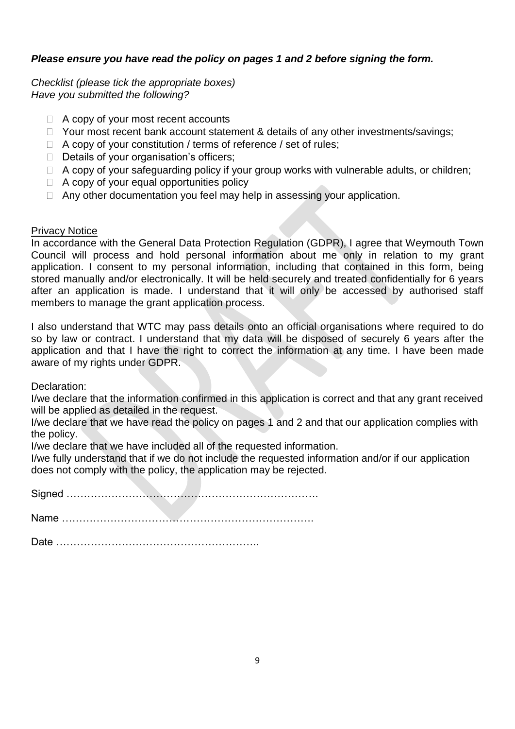***Please ensure you have read the policy on pages 1 and 2 before signing the form.***

*Checklist (please tick the appropriate boxes)*
*Have you submitted the following?*

- ☐ A copy of your most recent accounts
- ☐ Your most recent bank account statement & details of any other investments/savings;
- ☐ A copy of your constitution / terms of reference / set of rules;
- ☐ Details of your organisation's officers;
- ☐ A copy of your safeguarding policy if your group works with vulnerable adults, or children;
- ☐ A copy of your equal opportunities policy
- ☐ Any other documentation you feel may help in assessing your application.

<u>Privacy Notice</u>

In accordance with the General Data Protection Regulation (GDPR), I agree that Weymouth Town Council will process and hold personal information about me only in relation to my grant application. I consent to my personal information, including that contained in this form, being stored manually and/or electronically. It will be held securely and treated confidentially for 6 years after an application is made. I understand that it will only be accessed by authorised staff members to manage the grant application process.

I also understand that WTC may pass details onto an official organisations where required to do so by law or contract. I understand that my data will be disposed of securely 6 years after the application and that I have the right to correct the information at any time. I have been made aware of my rights under GDPR.

Declaration:
I/we declare that the information confirmed in this application is correct and that any grant received will be applied as detailed in the request.
I/we declare that we have read the policy on pages 1 and 2 and that our application complies with the policy.
I/we declare that we have included all of the requested information.
I/we fully understand that if we do not include the requested information and/or if our application does not comply with the policy, the application may be rejected.

Signed ……………………………………………………………….

Name ……………………………………………………………….

Date …………………………………………………..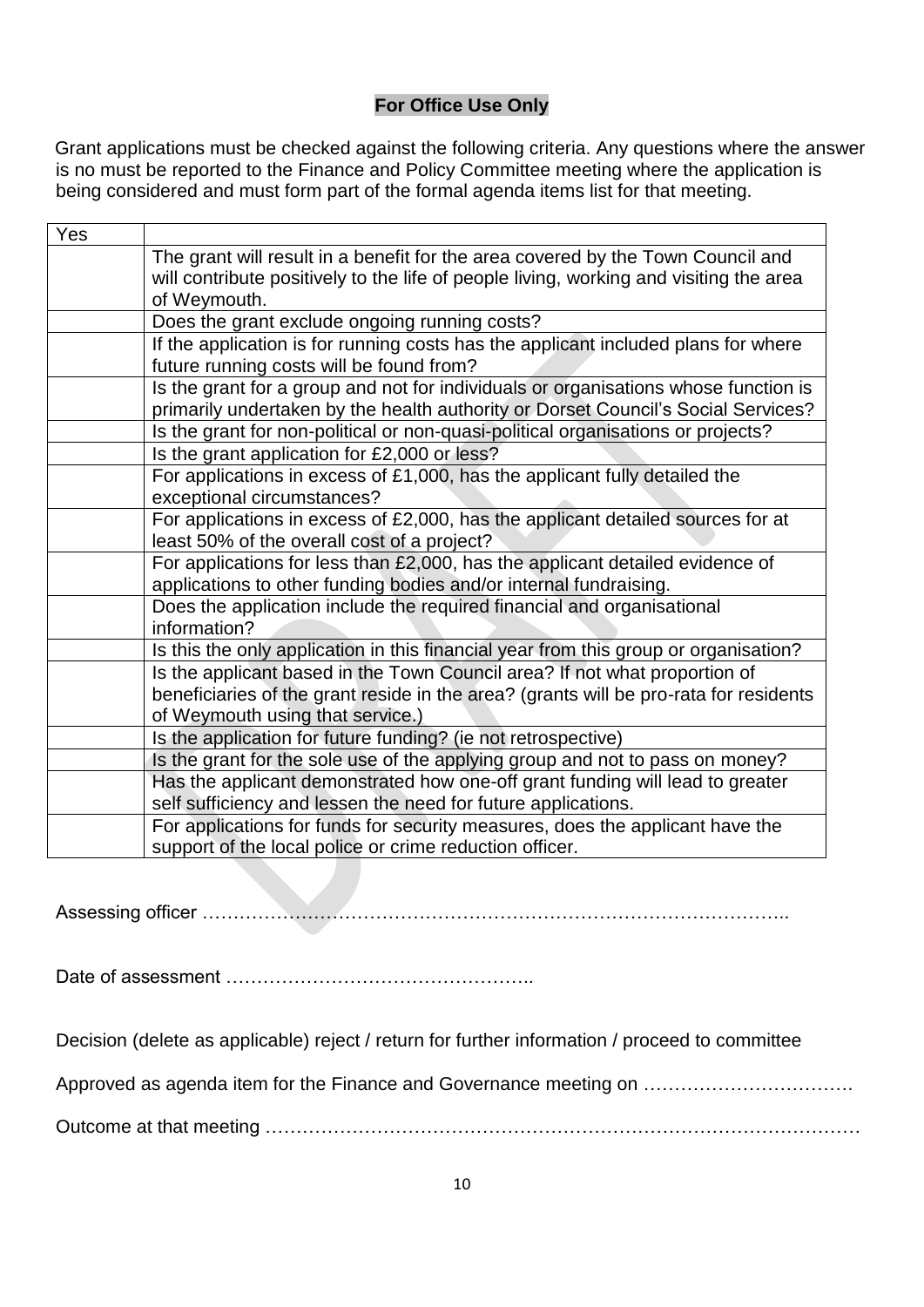**For Office Use Only**

Grant applications must be checked against the following criteria. Any questions where the answer is no must be reported to the Finance and Policy Committee meeting where the application is being considered and must form part of the formal agenda items list for that meeting.

| Yes | |
|---|---|
| | The grant will result in a benefit for the area covered by the Town Council and will contribute positively to the life of people living, working and visiting the area of Weymouth. |
| | Does the grant exclude ongoing running costs? |
| | If the application is for running costs has the applicant included plans for where future running costs will be found from? |
| | Is the grant for a group and not for individuals or organisations whose function is primarily undertaken by the health authority or Dorset Council's Social Services? |
| | Is the grant for non-political or non-quasi-political organisations or projects? |
| | Is the grant application for £2,000 or less? |
| | For applications in excess of £1,000, has the applicant fully detailed the exceptional circumstances? |
| | For applications in excess of £2,000, has the applicant detailed sources for at least 50% of the overall cost of a project? |
| | For applications for less than £2,000, has the applicant detailed evidence of applications to other funding bodies and/or internal fundraising. |
| | Does the application include the required financial and organisational information? |
| | Is this the only application in this financial year from this group or organisation? |
| | Is the applicant based in the Town Council area? If not what proportion of beneficiaries of the grant reside in the area? (grants will be pro-rata for residents of Weymouth using that service.) |
| | Is the application for future funding? (ie not retrospective) |
| | Is the grant for the sole use of the applying group and not to pass on money? |
| | Has the applicant demonstrated how one-off grant funding will lead to greater self sufficiency and lessen the need for future applications. |
| | For applications for funds for security measures, does the applicant have the support of the local police or crime reduction officer. |

Assessing officer ………………………………………………………………………………..

Date of assessment …………………………………………..

Decision (delete as applicable) reject / return for further information / proceed to committee

Approved as agenda item for the Finance and Governance meeting on …………………………….

Outcome at that meeting ……………………………………………………………………………………